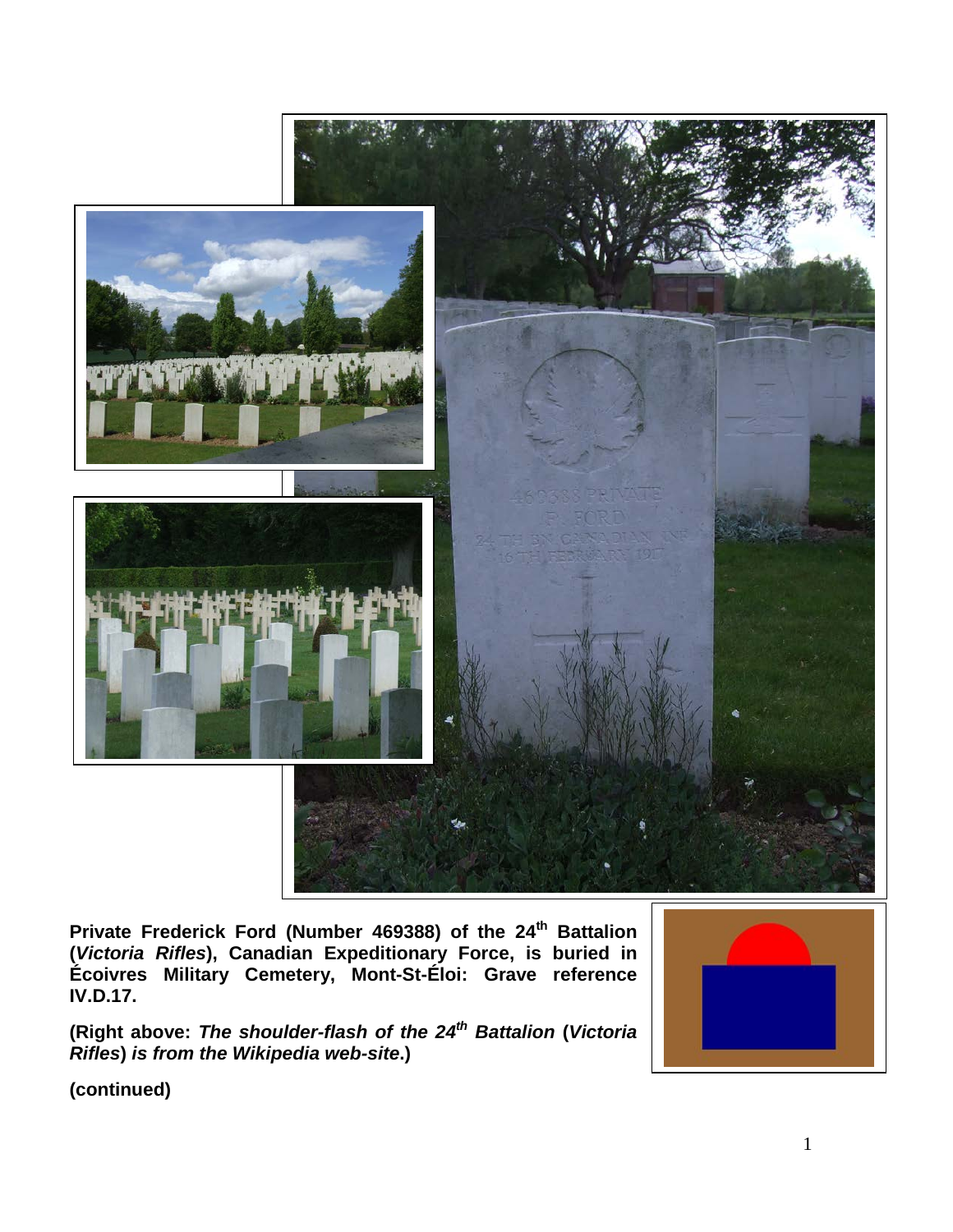**Private Frederick Ford (Number 469388) of the 24th Battalion (*Victoria Rifles*), Canadian Expeditionary Force, is buried in Écoivres Military Cemetery, Mont-St-Éloi: Grave reference IV.D.17.**

**(Right above: *The shoulder-flash of the 24th Battalion* (*Victoria Rifles*) *is from the Wikipedia web-site*.)**

**(continued)**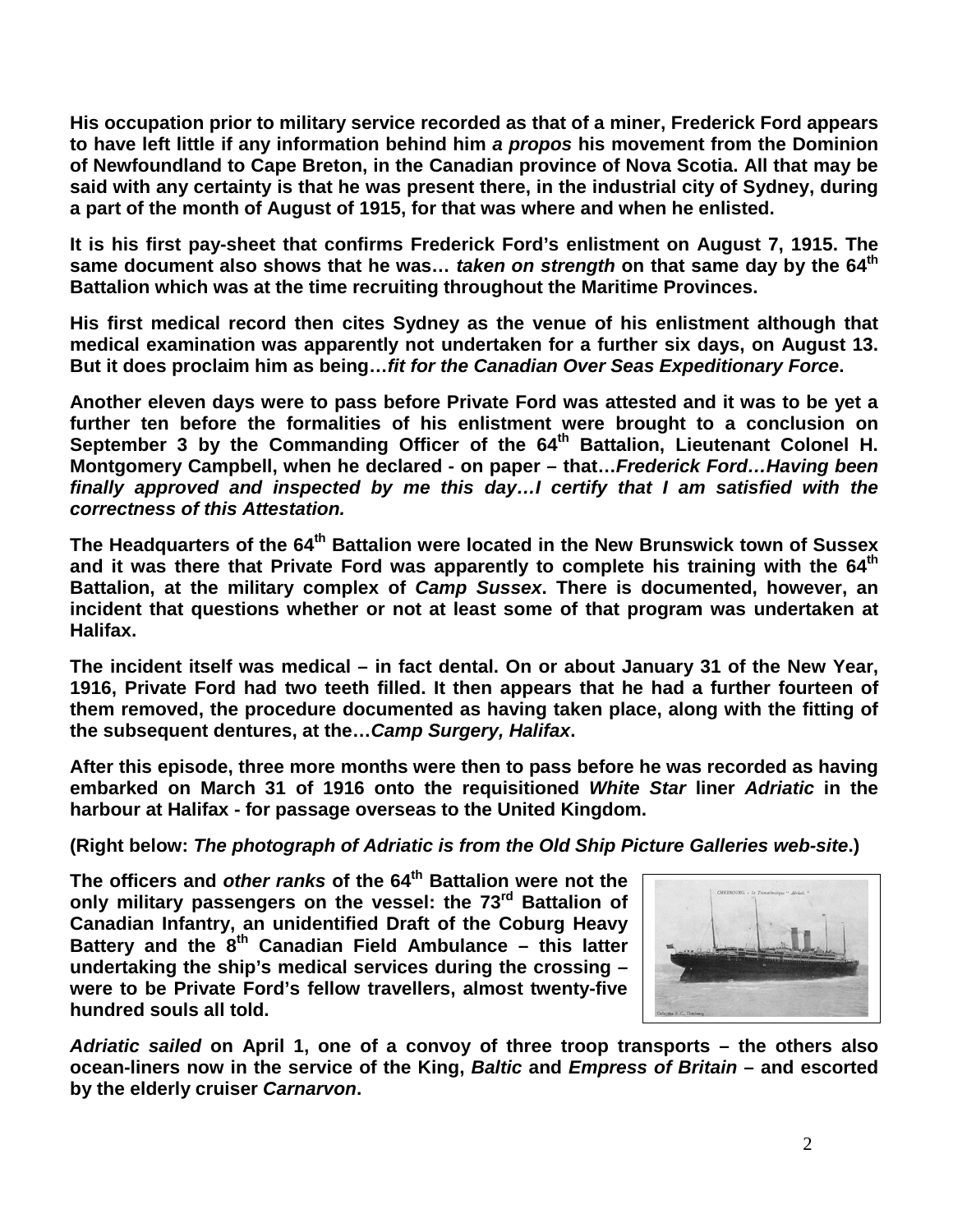**His occupation prior to military service recorded as that of a miner, Frederick Ford appears to have left little if any information behind him *a propos* his movement from the Dominion of Newfoundland to Cape Breton, in the Canadian province of Nova Scotia. All that may be said with any certainty is that he was present there, in the industrial city of Sydney, during a part of the month of August of 1915, for that was where and when he enlisted.**

**It is his first pay-sheet that confirms Frederick Ford's enlistment on August 7, 1915. The same document also shows that he was… *taken on strength* on that same day by the 64th Battalion which was at the time recruiting throughout the Maritime Provinces.**

**His first medical record then cites Sydney as the venue of his enlistment although that medical examination was apparently not undertaken for a further six days, on August 13. But it does proclaim him as being…*fit for the Canadian Over Seas Expeditionary Force*.**

**Another eleven days were to pass before Private Ford was attested and it was to be yet a further ten before the formalities of his enlistment were brought to a conclusion on September 3 by the Commanding Officer of the 64th Battalion, Lieutenant Colonel H. Montgomery Campbell, when he declared - on paper – that…*Frederick Ford…Having been finally approved and inspected by me this day…I certify that I am satisfied with the correctness of this Attestation.***

**The Headquarters of the 64th Battalion were located in the New Brunswick town of Sussex and it was there that Private Ford was apparently to complete his training with the 64th Battalion, at the military complex of *Camp Sussex*. There is documented, however, an incident that questions whether or not at least some of that program was undertaken at Halifax.**

**The incident itself was medical – in fact dental. On or about January 31 of the New Year, 1916, Private Ford had two teeth filled. It then appears that he had a further fourteen of them removed, the procedure documented as having taken place, along with the fitting of the subsequent dentures, at the…*Camp Surgery, Halifax*.**

**After this episode, three more months were then to pass before he was recorded as having embarked on March 31 of 1916 onto the requisitioned *White Star* liner *Adriatic* in the harbour at Halifax - for passage overseas to the United Kingdom.**

**(Right below: *The photograph of Adriatic is from the Old Ship Picture Galleries web-site*.)**

**The officers and *other ranks* of the 64th Battalion were not the only military passengers on the vessel: the 73rd Battalion of Canadian Infantry, an unidentified Draft of the Coburg Heavy Battery and the 8th Canadian Field Ambulance – this latter undertaking the ship's medical services during the crossing – were to be Private Ford's fellow travellers, almost twenty-five hundred souls all told.**

***Adriatic sailed* on April 1, one of a convoy of three troop transports – the others also ocean-liners now in the service of the King, *Baltic* and *Empress of Britain* – and escorted by the elderly cruiser *Carnarvon*.**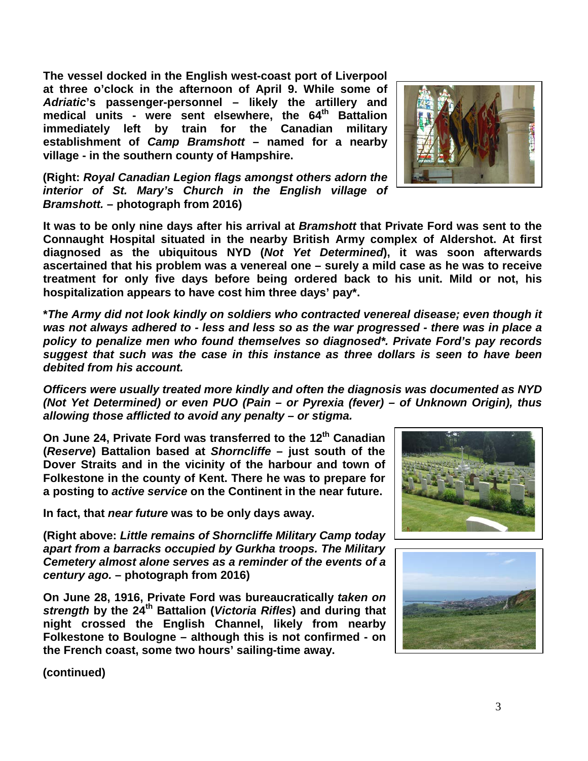**The vessel docked in the English west-coast port of Liverpool at three o'clock in the afternoon of April 9. While some of *Adriatic*'s passenger-personnel – likely the artillery and medical units - were sent elsewhere, the 64th Battalion immediately left by train for the Canadian military establishment of *Camp Bramshott* – named for a nearby village - in the southern county of Hampshire.**

**(Right: *Royal Canadian Legion flags amongst others adorn the interior of St. Mary's Church in the English village of Bramshott.* – photograph from 2016)**

**It was to be only nine days after his arrival at *Bramshott* that Private Ford was sent to the Connaught Hospital situated in the nearby British Army complex of Aldershot. At first diagnosed as the ubiquitous NYD (*Not Yet Determined*), it was soon afterwards ascertained that his problem was a venereal one – surely a mild case as he was to receive treatment for only five days before being ordered back to his unit. Mild or not, his hospitalization appears to have cost him three days' pay*.**

***\*The Army did not look kindly on soldiers who contracted venereal disease; even though it was not always adhered to - less and less so as the war progressed - there was in place a policy to penalize men who found themselves so diagnosed\*. Private Ford's pay records suggest that such was the case in this instance as three dollars is seen to have been debited from his account.***

***Officers were usually treated more kindly and often the diagnosis was documented as NYD (Not Yet Determined) or even PUO (Pain – or Pyrexia (fever) – of Unknown Origin), thus allowing those afflicted to avoid any penalty – or stigma.***

**On June 24, Private Ford was transferred to the 12th Canadian (*Reserve*) Battalion based at *Shorncliffe* – just south of the Dover Straits and in the vicinity of the harbour and town of Folkestone in the county of Kent. There he was to prepare for a posting to *active service* on the Continent in the near future.**

**In fact, that *near future* was to be only days away.**

**(Right above: *Little remains of Shorncliffe Military Camp today apart from a barracks occupied by Gurkha troops. The Military Cemetery almost alone serves as a reminder of the events of a century ago.* – photograph from 2016)**

**On June 28, 1916, Private Ford was bureaucratically *taken on strength* by the 24th Battalion (*Victoria Rifles*) and during that night crossed the English Channel, likely from nearby Folkestone to Boulogne – although this is not confirmed - on the French coast, some two hours' sailing-time away.**

**(continued)**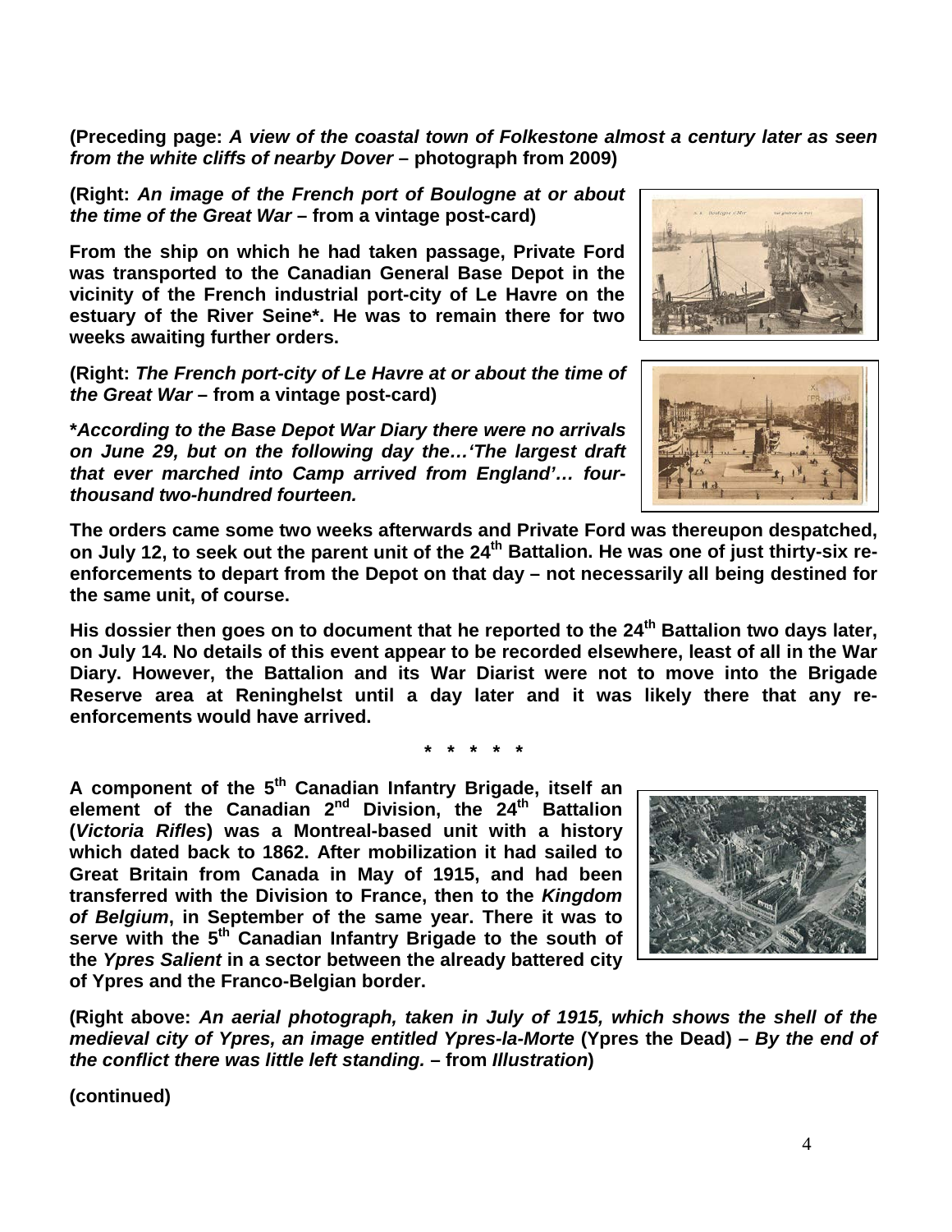**(Preceding page: *A view of the coastal town of Folkestone almost a century later as seen from the white cliffs of nearby Dover* – photograph from 2009)**

**(Right: *An image of the French port of Boulogne at or about the time of the Great War* – from a vintage post-card)**

**From the ship on which he had taken passage, Private Ford was transported to the Canadian General Base Depot in the vicinity of the French industrial port-city of Le Havre on the estuary of the River Seine*. He was to remain there for two weeks awaiting further orders.**

**(Right: *The French port-city of Le Havre at or about the time of the Great War* – from a vintage post-card)**

***According to the Base Depot War Diary there were no arrivals on June 29, but on the following day the…'The largest draft that ever marched into Camp arrived from England'… four-thousand two-hundred fourteen.***

**The orders came some two weeks afterwards and Private Ford was thereupon despatched, on July 12, to seek out the parent unit of the 24th Battalion. He was one of just thirty-six re-enforcements to depart from the Depot on that day – not necessarily all being destined for the same unit, of course.**

**His dossier then goes on to document that he reported to the 24th Battalion two days later, on July 14. No details of this event appear to be recorded elsewhere, least of all in the War Diary. However, the Battalion and its War Diarist were not to move into the Brigade Reserve area at Reninghelst until a day later and it was likely there that any re-enforcements would have arrived.**

**\* \* \* \* \***

**A component of the 5th Canadian Infantry Brigade, itself an element of the Canadian 2nd Division, the 24th Battalion (*Victoria Rifles*) was a Montreal-based unit with a history which dated back to 1862. After mobilization it had sailed to Great Britain from Canada in May of 1915, and had been transferred with the Division to France, then to the *Kingdom of Belgium*, in September of the same year. There it was to serve with the 5th Canadian Infantry Brigade to the south of the *Ypres Salient* in a sector between the already battered city of Ypres and the Franco-Belgian border.**

**(Right above: *An aerial photograph, taken in July of 1915, which shows the shell of the medieval city of Ypres, an image entitled Ypres-la-Morte* (Ypres the Dead) – *By the end of the conflict there was little left standing.* – from *Illustration*)**

**(continued)**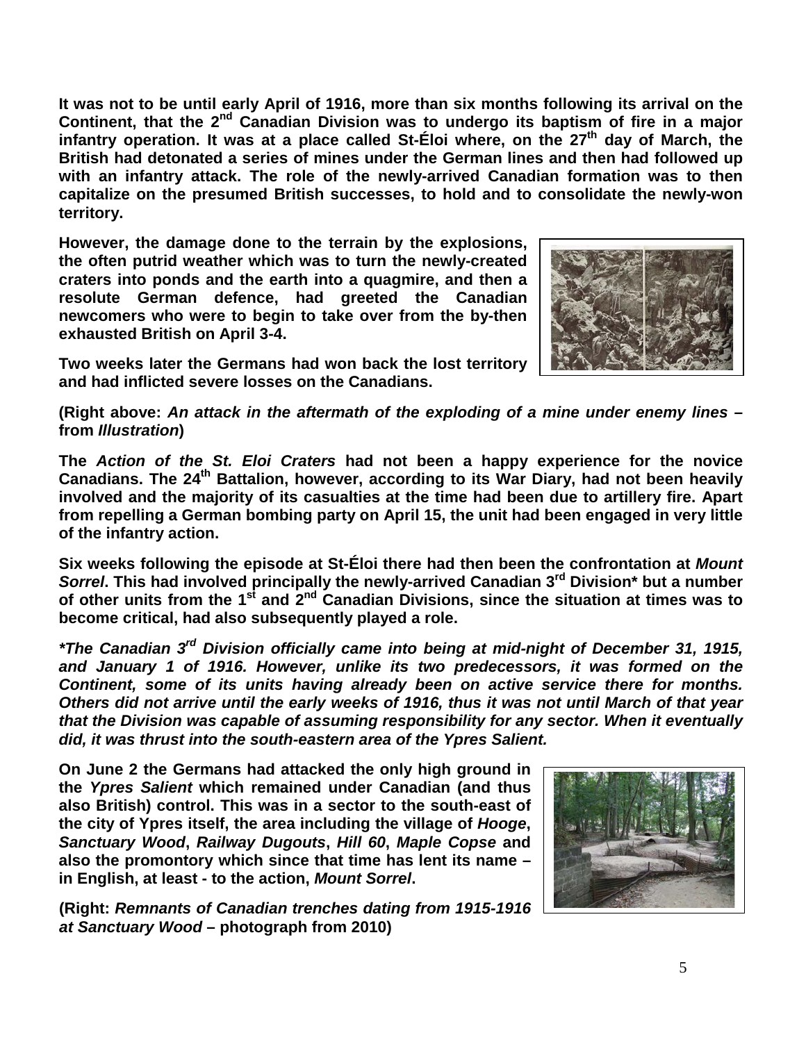**It was not to be until early April of 1916, more than six months following its arrival on the Continent, that the 2nd Canadian Division was to undergo its baptism of fire in a major infantry operation. It was at a place called St-Éloi where, on the 27th day of March, the British had detonated a series of mines under the German lines and then had followed up with an infantry attack. The role of the newly-arrived Canadian formation was to then capitalize on the presumed British successes, to hold and to consolidate the newly-won territory.**

**However, the damage done to the terrain by the explosions, the often putrid weather which was to turn the newly-created craters into ponds and the earth into a quagmire, and then a resolute German defence, had greeted the Canadian newcomers who were to begin to take over from the by-then exhausted British on April 3-4.**

**Two weeks later the Germans had won back the lost territory and had inflicted severe losses on the Canadians.**

**(Right above: *An attack in the aftermath of the exploding of a mine under enemy lines* – from *Illustration*)**

**The *Action of the St. Eloi Craters* had not been a happy experience for the novice Canadians. The 24th Battalion, however, according to its War Diary, had not been heavily involved and the majority of its casualties at the time had been due to artillery fire. Apart from repelling a German bombing party on April 15, the unit had been engaged in very little of the infantry action.**

**Six weeks following the episode at St-Éloi there had then been the confrontation at *Mount Sorrel*. This had involved principally the newly-arrived Canadian 3rd Division\* but a number of other units from the 1st and 2nd Canadian Divisions, since the situation at times was to become critical, had also subsequently played a role.**

***\*The Canadian 3rd Division officially came into being at mid-night of December 31, 1915, and January 1 of 1916. However, unlike its two predecessors, it was formed on the Continent, some of its units having already been on active service there for months. Others did not arrive until the early weeks of 1916, thus it was not until March of that year that the Division was capable of assuming responsibility for any sector. When it eventually did, it was thrust into the south-eastern area of the Ypres Salient.***

**On June 2 the Germans had attacked the only high ground in the *Ypres Salient* which remained under Canadian (and thus also British) control. This was in a sector to the south-east of the city of Ypres itself, the area including the village of *Hooge*, *Sanctuary Wood*, *Railway Dugouts*, *Hill 60*, *Maple Copse* and also the promontory which since that time has lent its name – in English, at least - to the action, *Mount Sorrel*.**

**(Right: *Remnants of Canadian trenches dating from 1915-1916 at Sanctuary Wood* – photograph from 2010)**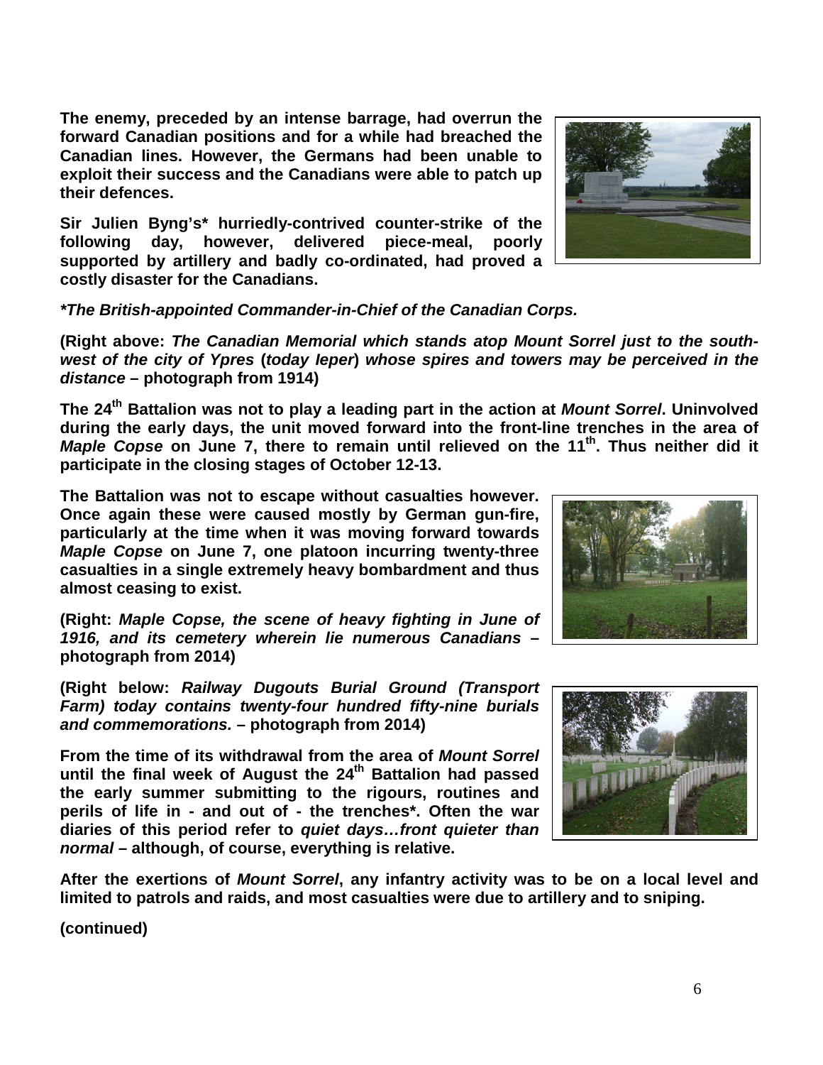**The enemy, preceded by an intense barrage, had overrun the forward Canadian positions and for a while had breached the Canadian lines. However, the Germans had been unable to exploit their success and the Canadians were able to patch up their defences.**

**Sir Julien Byng's* hurriedly-contrived counter-strike of the following day, however, delivered piece-meal, poorly supported by artillery and badly co-ordinated, had proved a costly disaster for the Canadians.**

***\*The British-appointed Commander-in-Chief of the Canadian Corps.***

**(Right above: *The Canadian Memorial which stands atop Mount Sorrel just to the south-west of the city of Ypres* (*today Ieper*) *whose spires and towers may be perceived in the distance* – photograph from 1914)**

**The 24th Battalion was not to play a leading part in the action at *Mount Sorrel*. Uninvolved during the early days, the unit moved forward into the front-line trenches in the area of *Maple Copse* on June 7, there to remain until relieved on the 11th. Thus neither did it participate in the closing stages of October 12-13.**

**The Battalion was not to escape without casualties however. Once again these were caused mostly by German gun-fire, particularly at the time when it was moving forward towards *Maple Copse* on June 7, one platoon incurring twenty-three casualties in a single extremely heavy bombardment and thus almost ceasing to exist.**

**(Right: *Maple Copse, the scene of heavy fighting in June of 1916, and its cemetery wherein lie numerous Canadians* – photograph from 2014)**

**(Right below: *Railway Dugouts Burial Ground (Transport Farm) today contains twenty-four hundred fifty-nine burials and commemorations.* – photograph from 2014)**

**From the time of its withdrawal from the area of *Mount Sorrel* until the final week of August the 24th Battalion had passed the early summer submitting to the rigours, routines and perils of life in - and out of - the trenches*. Often the war diaries of this period refer to *quiet days…front quieter than normal* – although, of course, everything is relative.**

**After the exertions of *Mount Sorrel*, any infantry activity was to be on a local level and limited to patrols and raids, and most casualties were due to artillery and to sniping.**

**(continued)**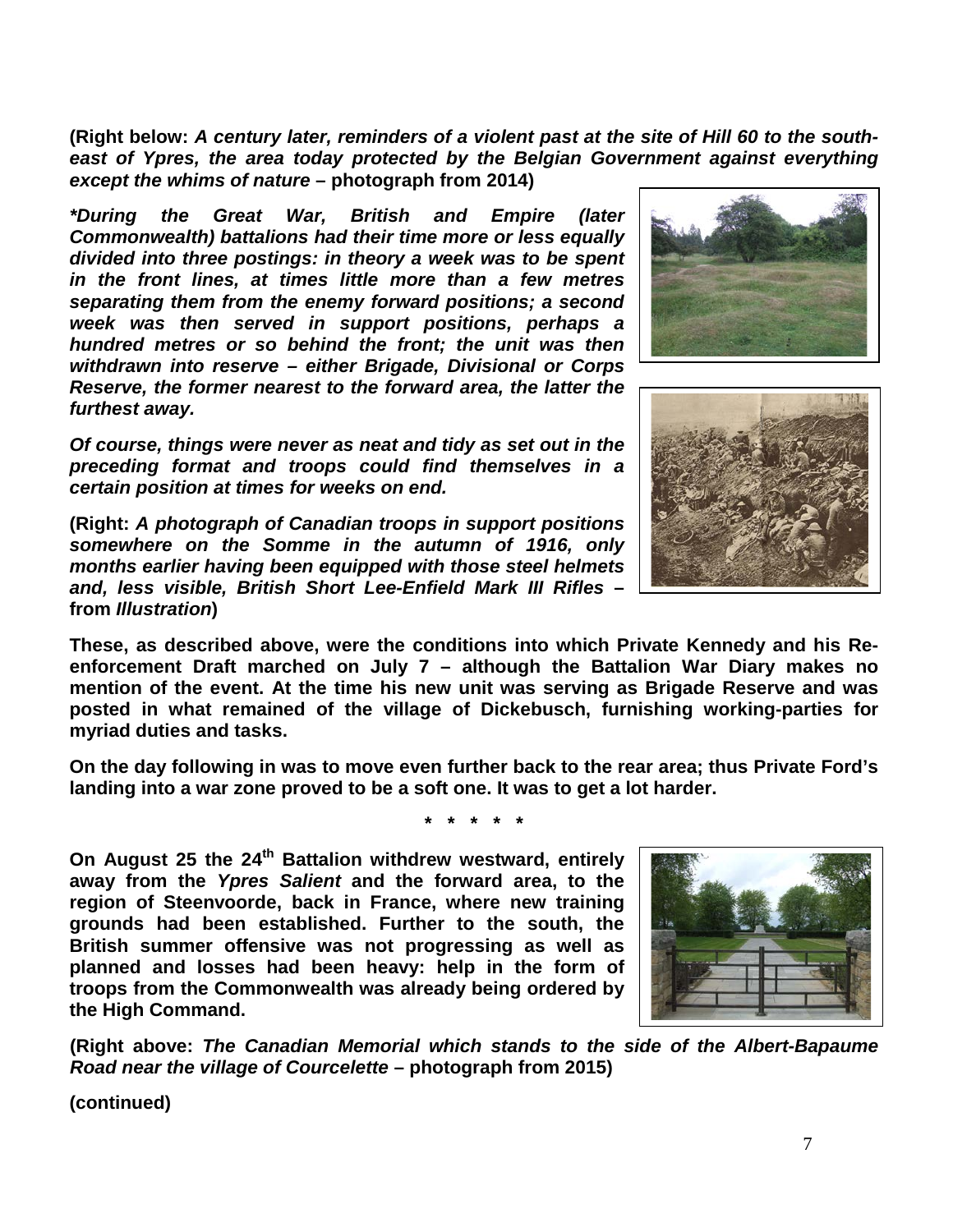**(Right below: *A century later, reminders of a violent past at the site of Hill 60 to the south-east of Ypres, the area today protected by the Belgian Government against everything except the whims of nature* – photograph from 2014)**

***\*During the Great War, British and Empire (later Commonwealth) battalions had their time more or less equally divided into three postings: in theory a week was to be spent in the front lines, at times little more than a few metres separating them from the enemy forward positions; a second week was then served in support positions, perhaps a hundred metres or so behind the front; the unit was then withdrawn into reserve – either Brigade, Divisional or Corps Reserve, the former nearest to the forward area, the latter the furthest away.***

***Of course, things were never as neat and tidy as set out in the preceding format and troops could find themselves in a certain position at times for weeks on end.***

**(Right: *A photograph of Canadian troops in support positions somewhere on the Somme in the autumn of 1916, only months earlier having been equipped with those steel helmets and, less visible, British Short Lee-Enfield Mark III Rifles* – from *Illustration*)**

**These, as described above, were the conditions into which Private Kennedy and his Re-enforcement Draft marched on July 7 – although the Battalion War Diary makes no mention of the event. At the time his new unit was serving as Brigade Reserve and was posted in what remained of the village of Dickebusch, furnishing working-parties for myriad duties and tasks.**

**On the day following in was to move even further back to the rear area; thus Private Ford's landing into a war zone proved to be a soft one. It was to get a lot harder.**

**\* \* \* \* \***

**On August 25 the 24th Battalion withdrew westward, entirely away from the *Ypres Salient* and the forward area, to the region of Steenvoorde, back in France, where new training grounds had been established. Further to the south, the British summer offensive was not progressing as well as planned and losses had been heavy: help in the form of troops from the Commonwealth was already being ordered by the High Command.**

**(Right above: *The Canadian Memorial which stands to the side of the Albert-Bapaume Road near the village of Courcelette* – photograph from 2015)**

**(continued)**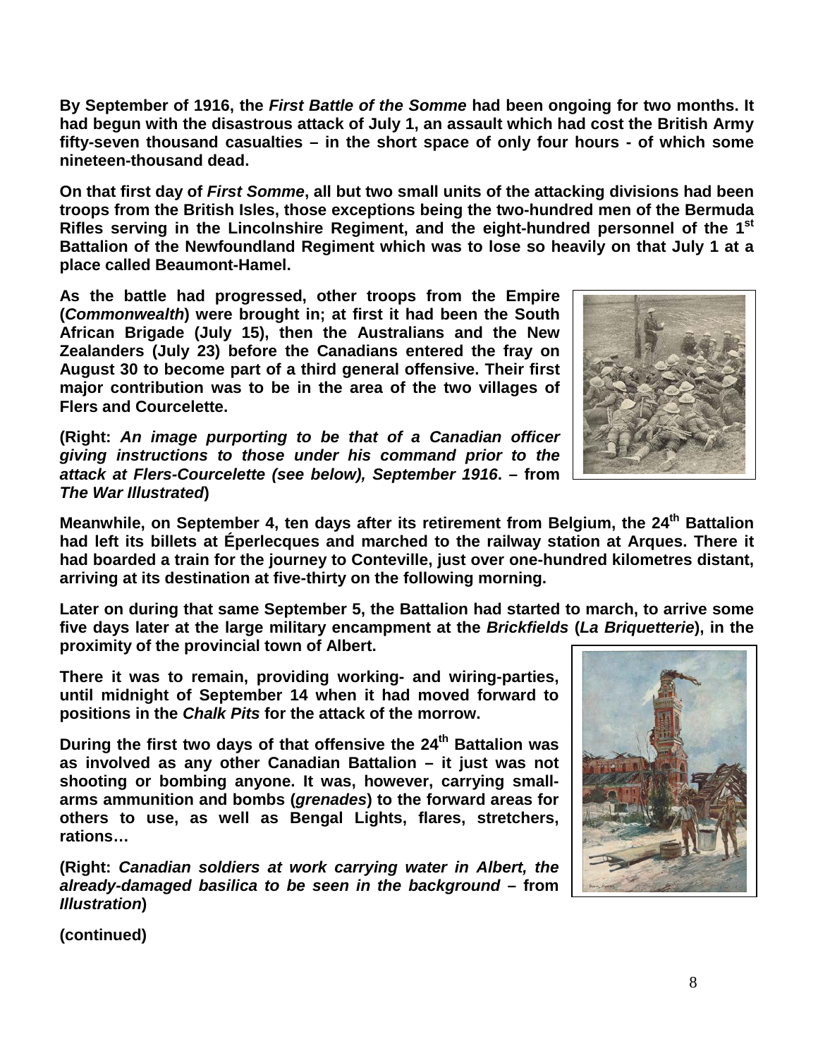**By September of 1916, the *First Battle of the Somme* had been ongoing for two months. It had begun with the disastrous attack of July 1, an assault which had cost the British Army fifty-seven thousand casualties – in the short space of only four hours - of which some nineteen-thousand dead.**

**On that first day of *First Somme*, all but two small units of the attacking divisions had been troops from the British Isles, those exceptions being the two-hundred men of the Bermuda Rifles serving in the Lincolnshire Regiment, and the eight-hundred personnel of the 1st Battalion of the Newfoundland Regiment which was to lose so heavily on that July 1 at a place called Beaumont-Hamel.**

**As the battle had progressed, other troops from the Empire (*Commonwealth*) were brought in; at first it had been the South African Brigade (July 15), then the Australians and the New Zealanders (July 23) before the Canadians entered the fray on August 30 to become part of a third general offensive. Their first major contribution was to be in the area of the two villages of Flers and Courcelette.**

**(Right: *An image purporting to be that of a Canadian officer giving instructions to those under his command prior to the attack at Flers-Courcelette (see below), September 1916*. – from *The War Illustrated*)**

**Meanwhile, on September 4, ten days after its retirement from Belgium, the 24th Battalion had left its billets at Éperlecques and marched to the railway station at Arques. There it had boarded a train for the journey to Conteville, just over one-hundred kilometres distant, arriving at its destination at five-thirty on the following morning.**

**Later on during that same September 5, the Battalion had started to march, to arrive some five days later at the large military encampment at the *Brickfields* (*La Briquetterie*), in the proximity of the provincial town of Albert.**

**There it was to remain, providing working- and wiring-parties, until midnight of September 14 when it had moved forward to positions in the *Chalk Pits* for the attack of the morrow.**

**During the first two days of that offensive the 24th Battalion was as involved as any other Canadian Battalion – it just was not shooting or bombing anyone. It was, however, carrying small-arms ammunition and bombs (*grenades*) to the forward areas for others to use, as well as Bengal Lights, flares, stretchers, rations…**

**(Right: *Canadian soldiers at work carrying water in Albert, the already-damaged basilica to be seen in the background* – from *Illustration*)**

**(continued)**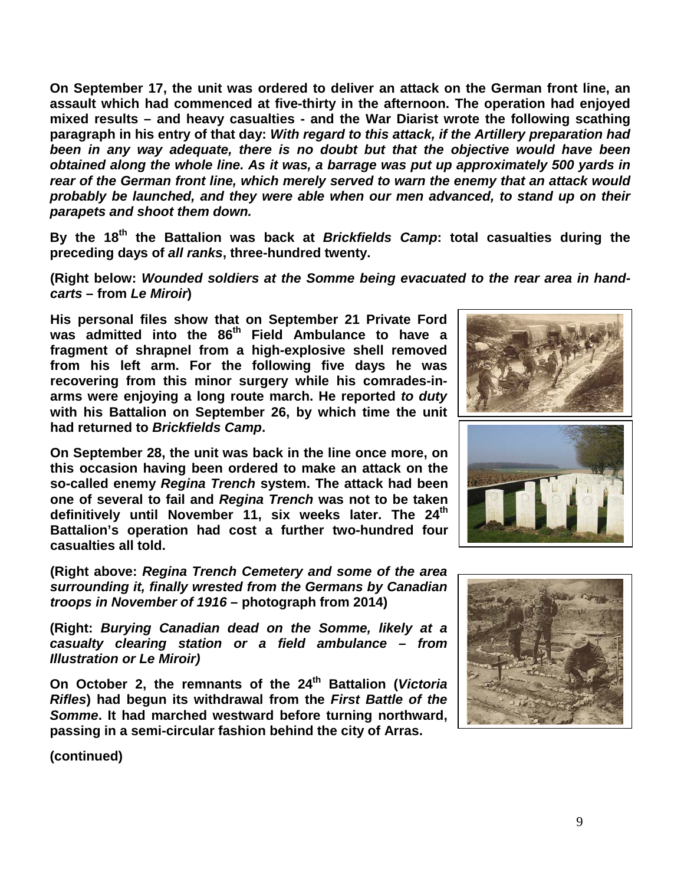**On September 17, the unit was ordered to deliver an attack on the German front line, an assault which had commenced at five-thirty in the afternoon. The operation had enjoyed mixed results – and heavy casualties - and the War Diarist wrote the following scathing paragraph in his entry of that day:** ***With regard to this attack, if the Artillery preparation had been in any way adequate, there is no doubt but that the objective would have been obtained along the whole line. As it was, a barrage was put up approximately 500 yards in rear of the German front line, which merely served to warn the enemy that an attack would probably be launched, and they were able when our men advanced, to stand up on their parapets and shoot them down.***

**By the 18th the Battalion was back at *Brickfields Camp*: total casualties during the preceding days of *all ranks*, three-hundred twenty.**

**(Right below: *Wounded soldiers at the Somme being evacuated to the rear area in hand-carts* – from *Le Miroir*)**

**His personal files show that on September 21 Private Ford was admitted into the 86th Field Ambulance to have a fragment of shrapnel from a high-explosive shell removed from his left arm. For the following five days he was recovering from this minor surgery while his comrades-in-arms were enjoying a long route march. He reported *to duty* with his Battalion on September 26, by which time the unit had returned to *Brickfields Camp*.**

**On September 28, the unit was back in the line once more, on this occasion having been ordered to make an attack on the so-called enemy *Regina Trench* system. The attack had been one of several to fail and *Regina Trench* was not to be taken definitively until November 11, six weeks later. The 24th Battalion's operation had cost a further two-hundred four casualties all told.**

**(Right above: *Regina Trench Cemetery and some of the area surrounding it, finally wrested from the Germans by Canadian troops in November of 1916* – photograph from 2014)**

**(Right: *Bursing Canadian dead on the Somme, likely at a casualty clearing station or a field ambulance – from Illustration or Le Miroir)***

**On October 2, the remnants of the 24th Battalion (*Victoria Rifles*) had begun its withdrawal from the *First Battle of the Somme*. It had marched westward before turning northward, passing in a semi-circular fashion behind the city of Arras.**

**(continued)**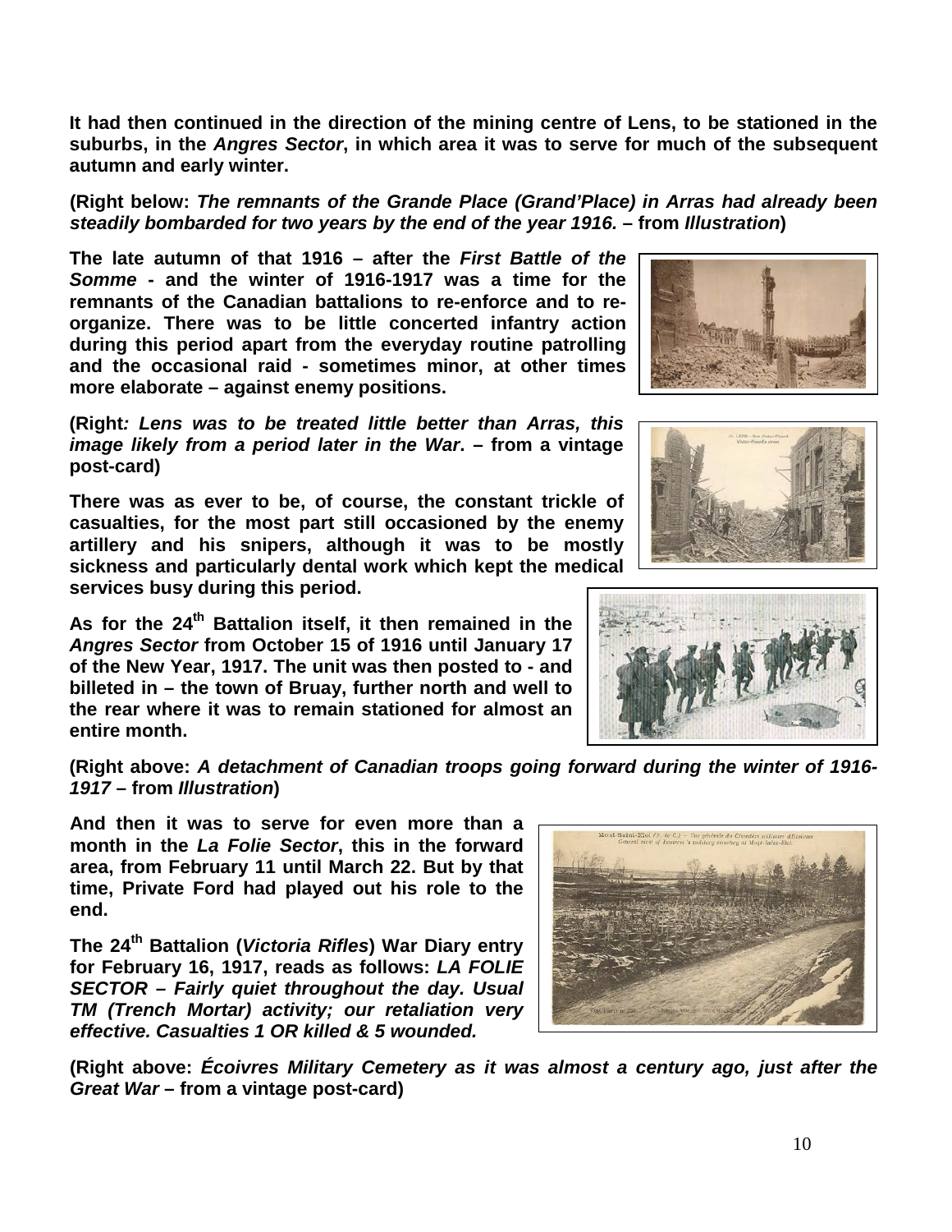**It had then continued in the direction of the mining centre of Lens, to be stationed in the suburbs, in the *Angres Sector*, in which area it was to serve for much of the subsequent autumn and early winter.**

**(Right below: *The remnants of the Grande Place (Grand'Place) in Arras had already been steadily bombarded for two years by the end of the year 1916.* – from *Illustration*)**

**The late autumn of that 1916 – after the *First Battle of the Somme* - and the winter of 1916-1917 was a time for the remnants of the Canadian battalions to re-enforce and to re-organize. There was to be little concerted infantry action during this period apart from the everyday routine patrolling and the occasional raid - sometimes minor, at other times more elaborate – against enemy positions.**

**(Right*: Lens was to be treated little better than Arras, this image likely from a period later in the War*. – from a vintage post-card)**

**There was as ever to be, of course, the constant trickle of casualties, for the most part still occasioned by the enemy artillery and his snipers, although it was to be mostly sickness and particularly dental work which kept the medical services busy during this period.**

**As for the 24th Battalion itself, it then remained in the *Angres Sector* from October 15 of 1916 until January 17 of the New Year, 1917. The unit was then posted to - and billeted in – the town of Bruay, further north and well to the rear where it was to remain stationed for almost an entire month.**

**(Right above: *A detachment of Canadian troops going forward during the winter of 1916-1917* – from *Illustration*)**

**And then it was to serve for even more than a month in the *La Folie Sector*, this in the forward area, from February 11 until March 22. But by that time, Private Ford had played out his role to the end.**

**The 24th Battalion (*Victoria Rifles*) War Diary entry for February 16, 1917, reads as follows: *LA FOLIE SECTOR – Fairly quiet throughout the day. Usual TM (Trench Mortar) activity; our retaliation very effective. Casualties 1 OR killed & 5 wounded.***

**(Right above: *Écoivres Military Cemetery as it was almost a century ago, just after the Great War* – from a vintage post-card)**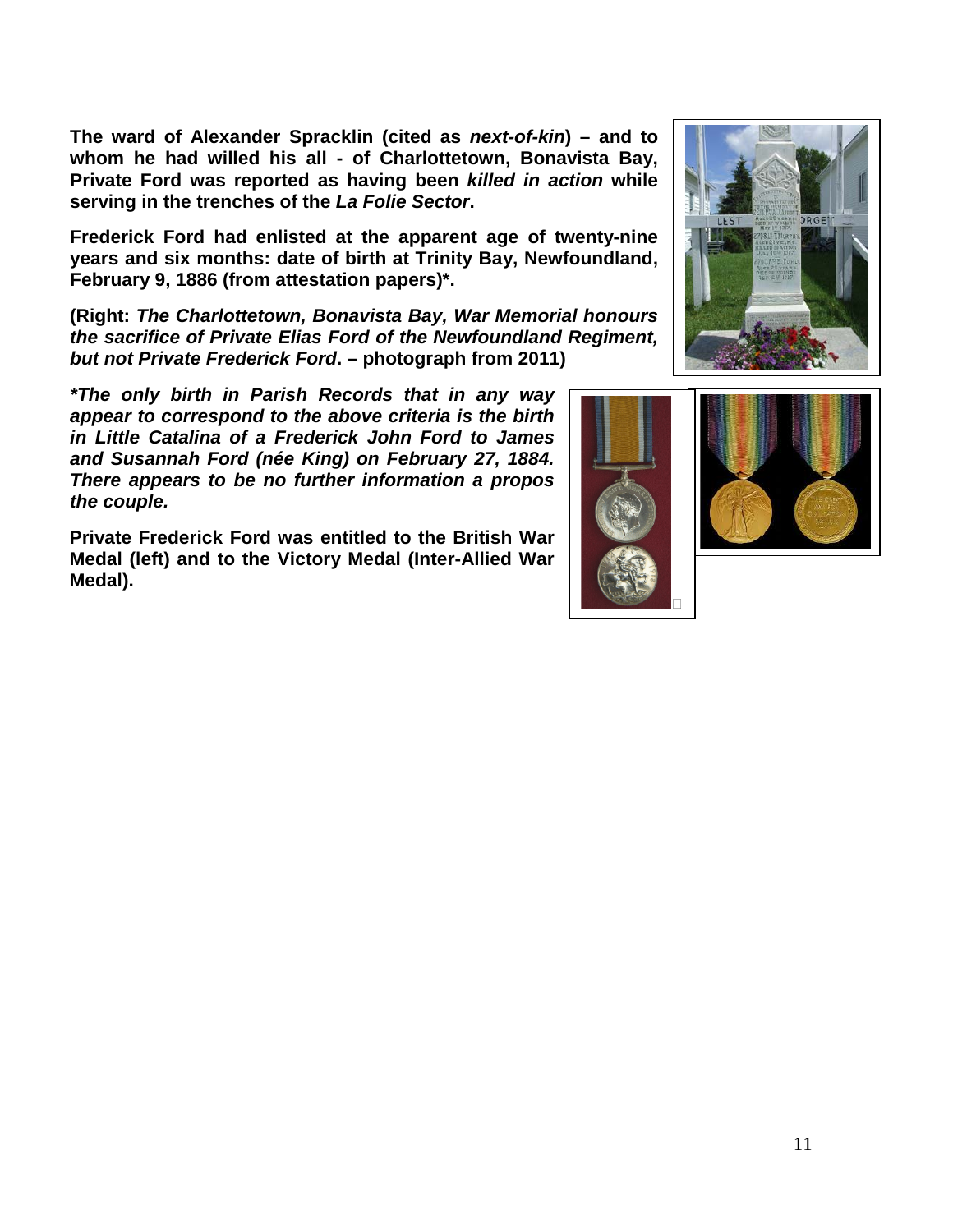**The ward of Alexander Spracklin (cited as *next-of-kin*) – and to whom he had willed his all - of Charlottetown, Bonavista Bay, Private Ford was reported as having been *killed in action* while serving in the trenches of the *La Folie Sector*.**

**Frederick Ford had enlisted at the apparent age of twenty-nine years and six months: date of birth at Trinity Bay, Newfoundland, February 9, 1886 (from attestation papers)*.**

**(Right: *The Charlottetown, Bonavista Bay, War Memorial honours the sacrifice of Private Elias Ford of the Newfoundland Regiment, but not Private Frederick Ford*. – photograph from 2011)**

***\*The only birth in Parish Records that in any way appear to correspond to the above criteria is the birth in Little Catalina of a Frederick John Ford to James and Susannah Ford (née King) on February 27, 1884. There appears to be no further information a propos the couple.***

**Private Frederick Ford was entitled to the British War Medal (left) and to the Victory Medal (Inter-Allied War Medal).**